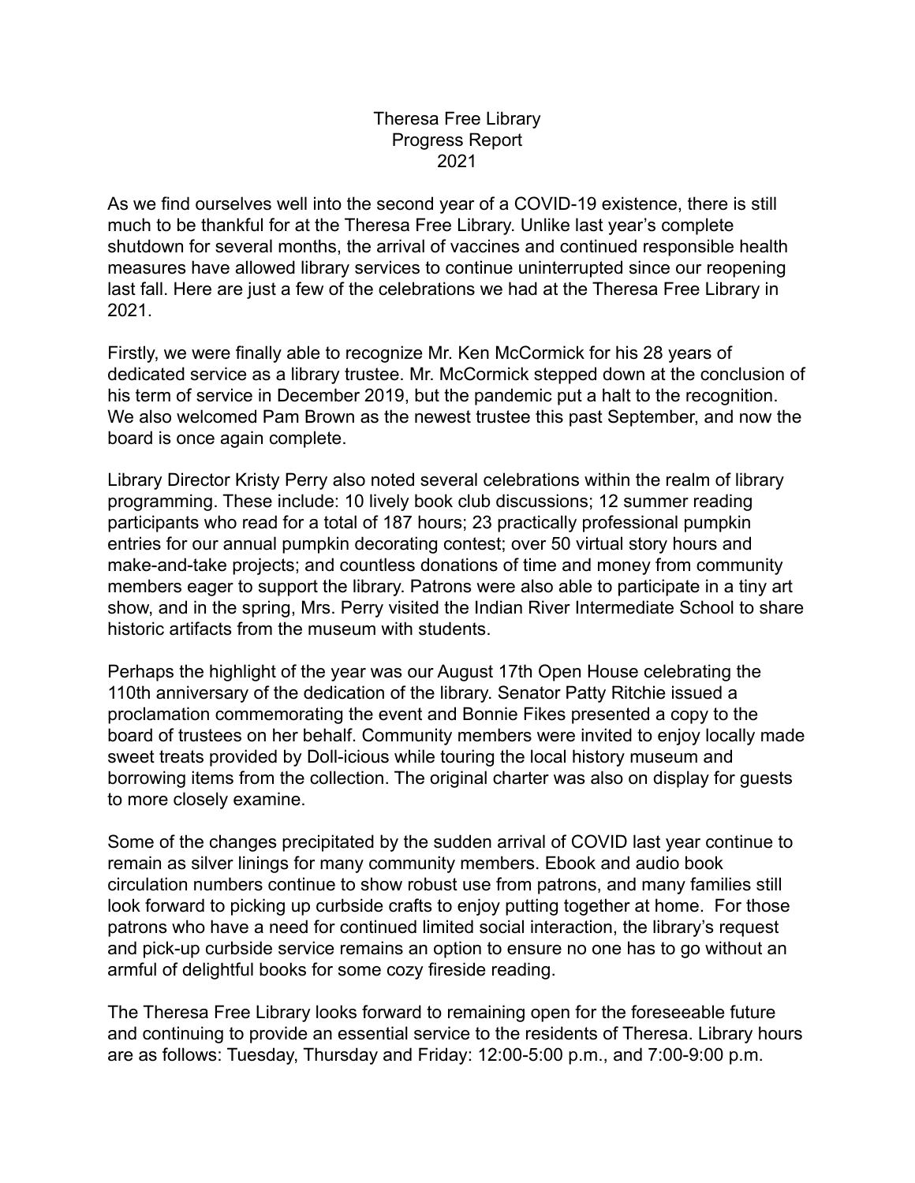# Theresa Free Library
## Progress Report
## 2021

As we find ourselves well into the second year of a COVID-19 existence, there is still much to be thankful for at the Theresa Free Library. Unlike last year's complete shutdown for several months, the arrival of vaccines and continued responsible health measures have allowed library services to continue uninterrupted since our reopening last fall. Here are just a few of the celebrations we had at the Theresa Free Library in 2021.

Firstly, we were finally able to recognize Mr. Ken McCormick for his 28 years of dedicated service as a library trustee. Mr. McCormick stepped down at the conclusion of his term of service in December 2019, but the pandemic put a halt to the recognition. We also welcomed Pam Brown as the newest trustee this past September, and now the board is once again complete.

Library Director Kristy Perry also noted several celebrations within the realm of library programming. These include: 10 lively book club discussions; 12 summer reading participants who read for a total of 187 hours; 23 practically professional pumpkin entries for our annual pumpkin decorating contest; over 50 virtual story hours and make-and-take projects; and countless donations of time and money from community members eager to support the library. Patrons were also able to participate in a tiny art show, and in the spring, Mrs. Perry visited the Indian River Intermediate School to share historic artifacts from the museum with students.

Perhaps the highlight of the year was our August 17th Open House celebrating the 110th anniversary of the dedication of the library. Senator Patty Ritchie issued a proclamation commemorating the event and Bonnie Fikes presented a copy to the board of trustees on her behalf. Community members were invited to enjoy locally made sweet treats provided by Doll-icious while touring the local history museum and borrowing items from the collection. The original charter was also on display for guests to more closely examine.

Some of the changes precipitated by the sudden arrival of COVID last year continue to remain as silver linings for many community members. Ebook and audio book circulation numbers continue to show robust use from patrons, and many families still look forward to picking up curbside crafts to enjoy putting together at home. For those patrons who have a need for continued limited social interaction, the library's request and pick-up curbside service remains an option to ensure no one has to go without an armful of delightful books for some cozy fireside reading.

The Theresa Free Library looks forward to remaining open for the foreseeable future and continuing to provide an essential service to the residents of Theresa. Library hours are as follows: Tuesday, Thursday and Friday: 12:00-5:00 p.m., and 7:00-9:00 p.m.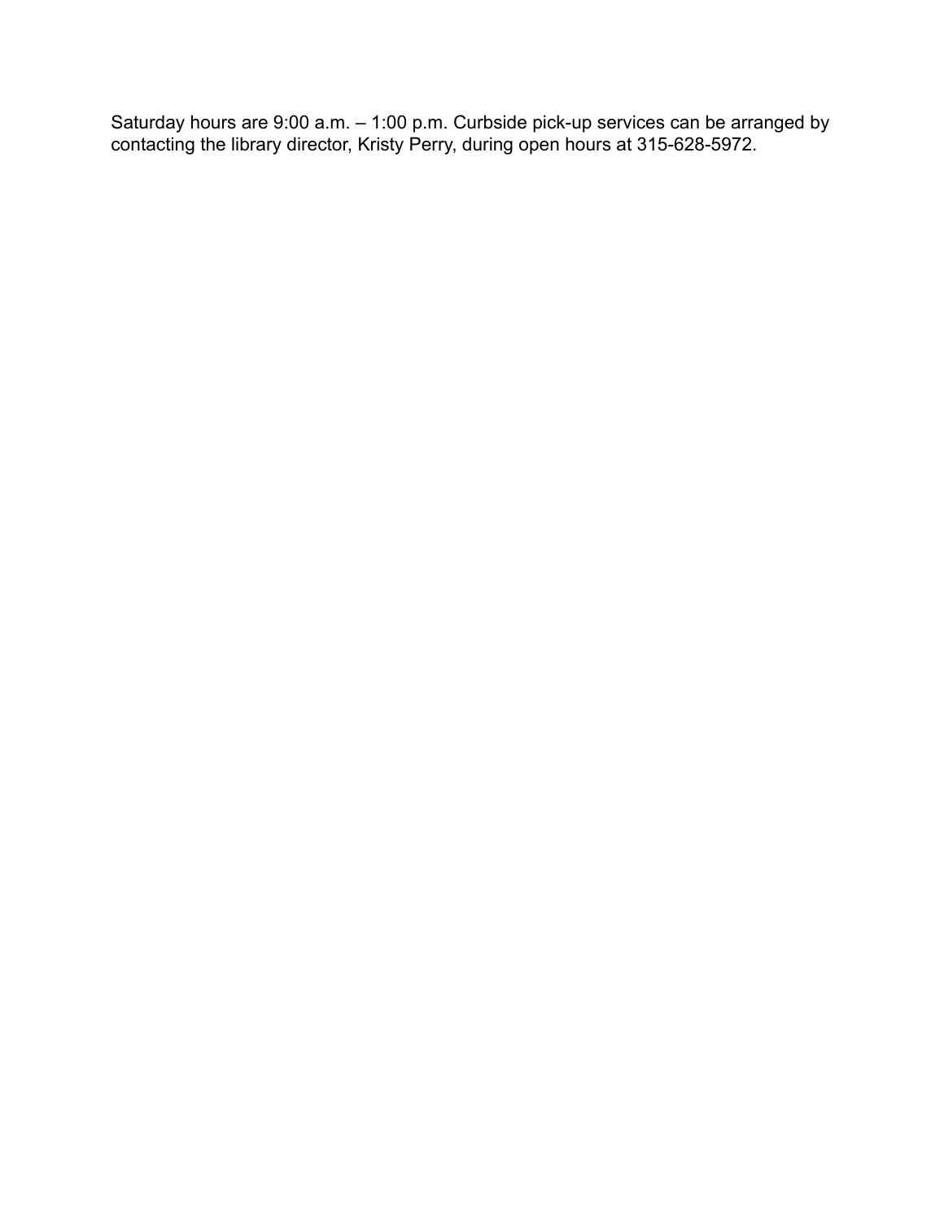Saturday hours are 9:00 a.m. – 1:00 p.m. Curbside pick-up services can be arranged by contacting the library director, Kristy Perry, during open hours at 315-628-5972.